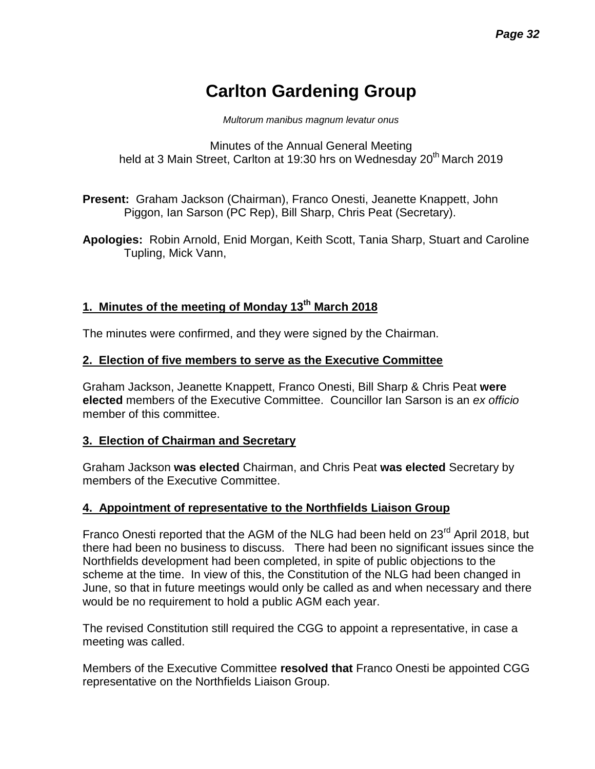# Carlton Gardening Group

*Multorum manibus magnum levatur onus*

Minutes of the Annual General Meeting
held at 3 Main Street, Carlton at 19:30 hrs on Wednesday 20th March 2019

**Present:** Graham Jackson (Chairman), Franco Onesti, Jeanette Knappett, John Piggon, Ian Sarson (PC Rep), Bill Sharp, Chris Peat (Secretary).

**Apologies:** Robin Arnold, Enid Morgan, Keith Scott, Tania Sharp, Stuart and Caroline Tupling, Mick Vann,

## 1. Minutes of the meeting of Monday 13th March 2018

The minutes were confirmed, and they were signed by the Chairman.

## 2. Election of five members to serve as the Executive Committee

Graham Jackson, Jeanette Knappett, Franco Onesti, Bill Sharp & Chris Peat **were elected** members of the Executive Committee. Councillor Ian Sarson is an *ex officio* member of this committee.

## 3. Election of Chairman and Secretary

Graham Jackson **was elected** Chairman, and Chris Peat **was elected** Secretary by members of the Executive Committee.

## 4. Appointment of representative to the Northfields Liaison Group

Franco Onesti reported that the AGM of the NLG had been held on 23rd April 2018, but there had been no business to discuss. There had been no significant issues since the Northfields development had been completed, in spite of public objections to the scheme at the time. In view of this, the Constitution of the NLG had been changed in June, so that in future meetings would only be called as and when necessary and there would be no requirement to hold a public AGM each year.

The revised Constitution still required the CGG to appoint a representative, in case a meeting was called.

Members of the Executive Committee **resolved that** Franco Onesti be appointed CGG representative on the Northfields Liaison Group.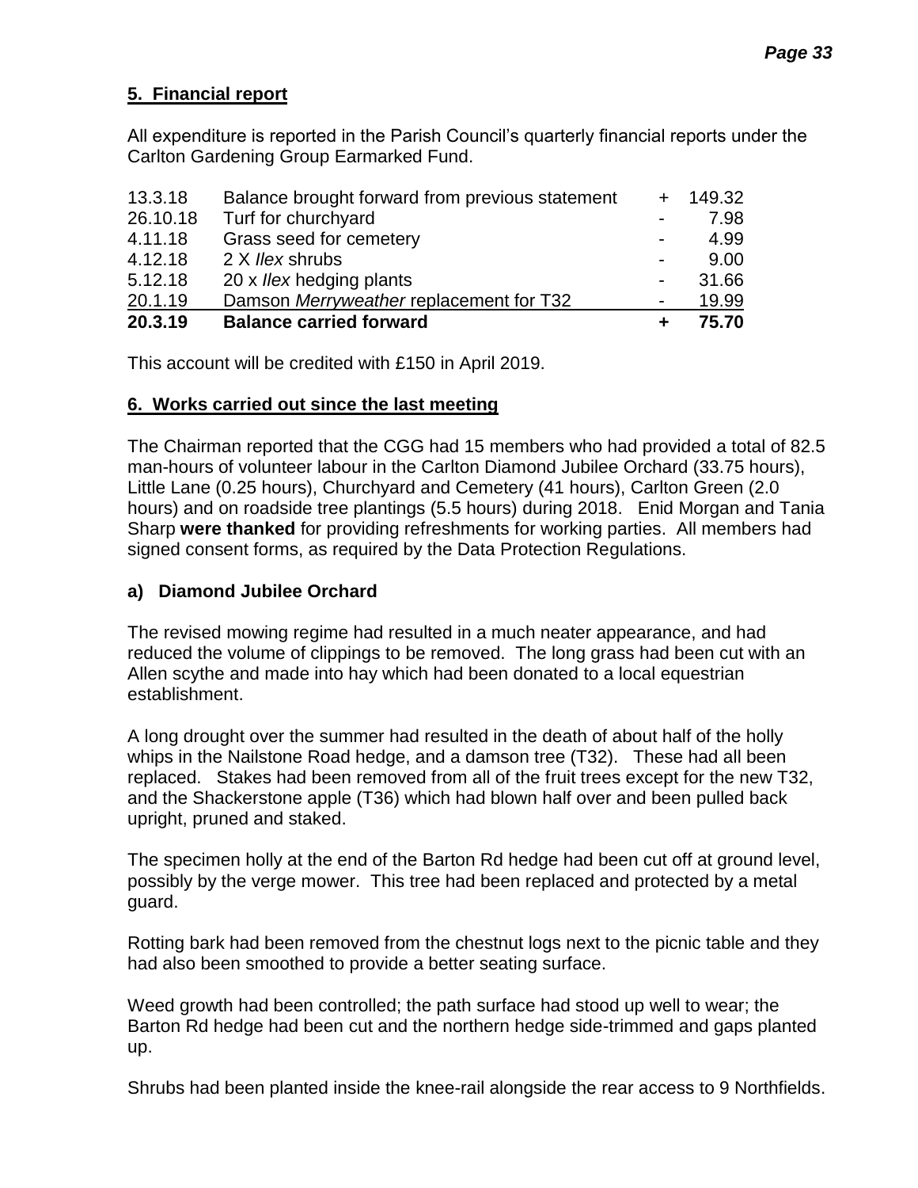## 5. Financial report

All expenditure is reported in the Parish Council's quarterly financial reports under the Carlton Gardening Group Earmarked Fund.

| Date | Item | | Amount |
|---|---|---|---|
| 13.3.18 | Balance brought forward from previous statement | + | 149.32 |
| 26.10.18 | Turf for churchyard | - | 7.98 |
| 4.11.18 | Grass seed for cemetery | - | 4.99 |
| 4.12.18 | 2 X *Ilex* shrubs | - | 9.00 |
| 5.12.18 | 20 x *Ilex* hedging plants | - | 31.66 |
| 20.1.19 | Damson *Merryweather* replacement for T32 | - | 19.99 |
| **20.3.19** | **Balance carried forward** | **+** | **75.70** |

This account will be credited with £150 in April 2019.

## 6. Works carried out since the last meeting

The Chairman reported that the CGG had 15 members who had provided a total of 82.5 man-hours of volunteer labour in the Carlton Diamond Jubilee Orchard (33.75 hours), Little Lane (0.25 hours), Churchyard and Cemetery (41 hours), Carlton Green (2.0 hours) and on roadside tree plantings (5.5 hours) during 2018. Enid Morgan and Tania Sharp **were thanked** for providing refreshments for working parties. All members had signed consent forms, as required by the Data Protection Regulations.

### a) Diamond Jubilee Orchard

The revised mowing regime had resulted in a much neater appearance, and had reduced the volume of clippings to be removed. The long grass had been cut with an Allen scythe and made into hay which had been donated to a local equestrian establishment.

A long drought over the summer had resulted in the death of about half of the holly whips in the Nailstone Road hedge, and a damson tree (T32). These had all been replaced. Stakes had been removed from all of the fruit trees except for the new T32, and the Shackerstone apple (T36) which had blown half over and been pulled back upright, pruned and staked.

The specimen holly at the end of the Barton Rd hedge had been cut off at ground level, possibly by the verge mower. This tree had been replaced and protected by a metal guard.

Rotting bark had been removed from the chestnut logs next to the picnic table and they had also been smoothed to provide a better seating surface.

Weed growth had been controlled; the path surface had stood up well to wear; the Barton Rd hedge had been cut and the northern hedge side-trimmed and gaps planted up.

Shrubs had been planted inside the knee-rail alongside the rear access to 9 Northfields.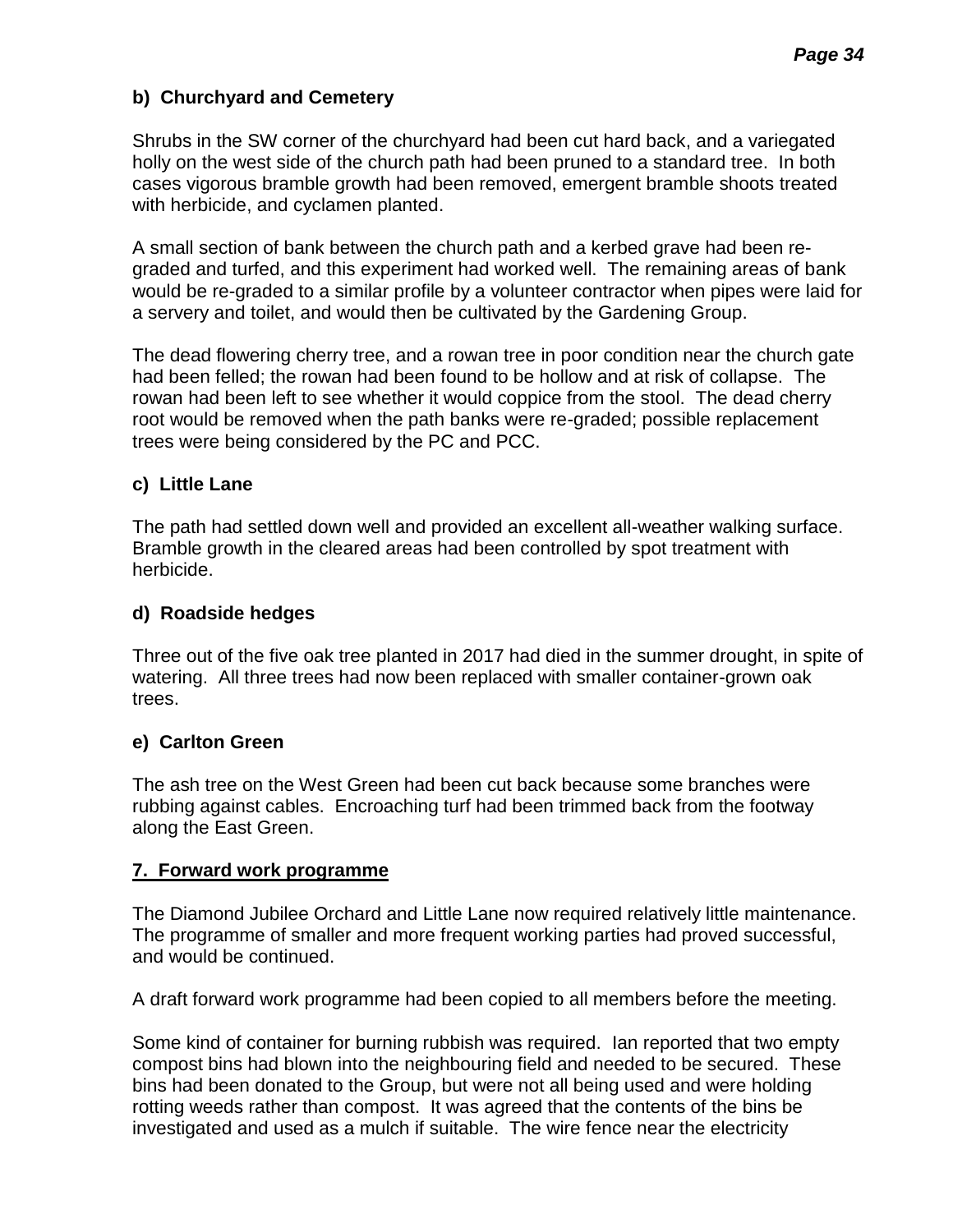### b) Churchyard and Cemetery

Shrubs in the SW corner of the churchyard had been cut hard back, and a variegated holly on the west side of the church path had been pruned to a standard tree. In both cases vigorous bramble growth had been removed, emergent bramble shoots treated with herbicide, and cyclamen planted.

A small section of bank between the church path and a kerbed grave had been re-graded and turfed, and this experiment had worked well. The remaining areas of bank would be re-graded to a similar profile by a volunteer contractor when pipes were laid for a servery and toilet, and would then be cultivated by the Gardening Group.

The dead flowering cherry tree, and a rowan tree in poor condition near the church gate had been felled; the rowan had been found to be hollow and at risk of collapse. The rowan had been left to see whether it would coppice from the stool. The dead cherry root would be removed when the path banks were re-graded; possible replacement trees were being considered by the PC and PCC.

### c) Little Lane

The path had settled down well and provided an excellent all-weather walking surface. Bramble growth in the cleared areas had been controlled by spot treatment with herbicide.

### d) Roadside hedges

Three out of the five oak tree planted in 2017 had died in the summer drought, in spite of watering. All three trees had now been replaced with smaller container-grown oak trees.

### e) Carlton Green

The ash tree on the West Green had been cut back because some branches were rubbing against cables. Encroaching turf had been trimmed back from the footway along the East Green.

## 7. Forward work programme

The Diamond Jubilee Orchard and Little Lane now required relatively little maintenance. The programme of smaller and more frequent working parties had proved successful, and would be continued.

A draft forward work programme had been copied to all members before the meeting.

Some kind of container for burning rubbish was required. Ian reported that two empty compost bins had blown into the neighbouring field and needed to be secured. These bins had been donated to the Group, but were not all being used and were holding rotting weeds rather than compost. It was agreed that the contents of the bins be investigated and used as a mulch if suitable. The wire fence near the electricity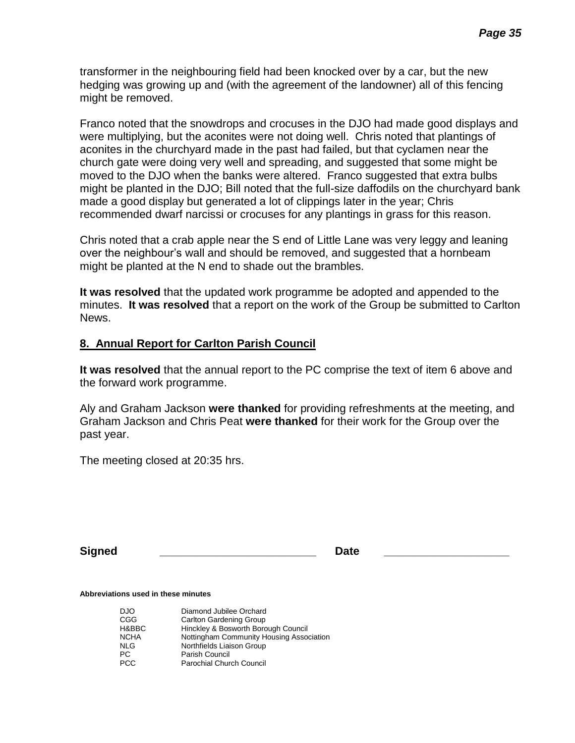transformer in the neighbouring field had been knocked over by a car, but the new hedging was growing up and (with the agreement of the landowner) all of this fencing might be removed.

Franco noted that the snowdrops and crocuses in the DJO had made good displays and were multiplying, but the aconites were not doing well. Chris noted that plantings of aconites in the churchyard made in the past had failed, but that cyclamen near the church gate were doing very well and spreading, and suggested that some might be moved to the DJO when the banks were altered. Franco suggested that extra bulbs might be planted in the DJO; Bill noted that the full-size daffodils on the churchyard bank made a good display but generated a lot of clippings later in the year; Chris recommended dwarf narcissi or crocuses for any plantings in grass for this reason.

Chris noted that a crab apple near the S end of Little Lane was very leggy and leaning over the neighbour's wall and should be removed, and suggested that a hornbeam might be planted at the N end to shade out the brambles.

**It was resolved** that the updated work programme be adopted and appended to the minutes. **It was resolved** that a report on the work of the Group be submitted to Carlton News.

## 8. Annual Report for Carlton Parish Council

**It was resolved** that the annual report to the PC comprise the text of item 6 above and the forward work programme.

Aly and Graham Jackson **were thanked** for providing refreshments at the meeting, and Graham Jackson and Chris Peat **were thanked** for their work for the Group over the past year.

The meeting closed at 20:35 hrs.

**Signed** \_\_\_\_\_\_\_\_\_\_\_\_\_\_\_\_\_\_\_\_\_\_\_\_\_\_ **Date** \_\_\_\_\_\_\_\_\_\_\_\_\_\_\_\_\_\_\_\_\_

**Abbreviations used in these minutes**

| | |
|---|---|
| DJO | Diamond Jubilee Orchard |
| CGG | Carlton Gardening Group |
| H&BBC | Hinckley & Bosworth Borough Council |
| NCHA | Nottingham Community Housing Association |
| NLG | Northfields Liaison Group |
| PC | Parish Council |
| PCC | Parochial Church Council |